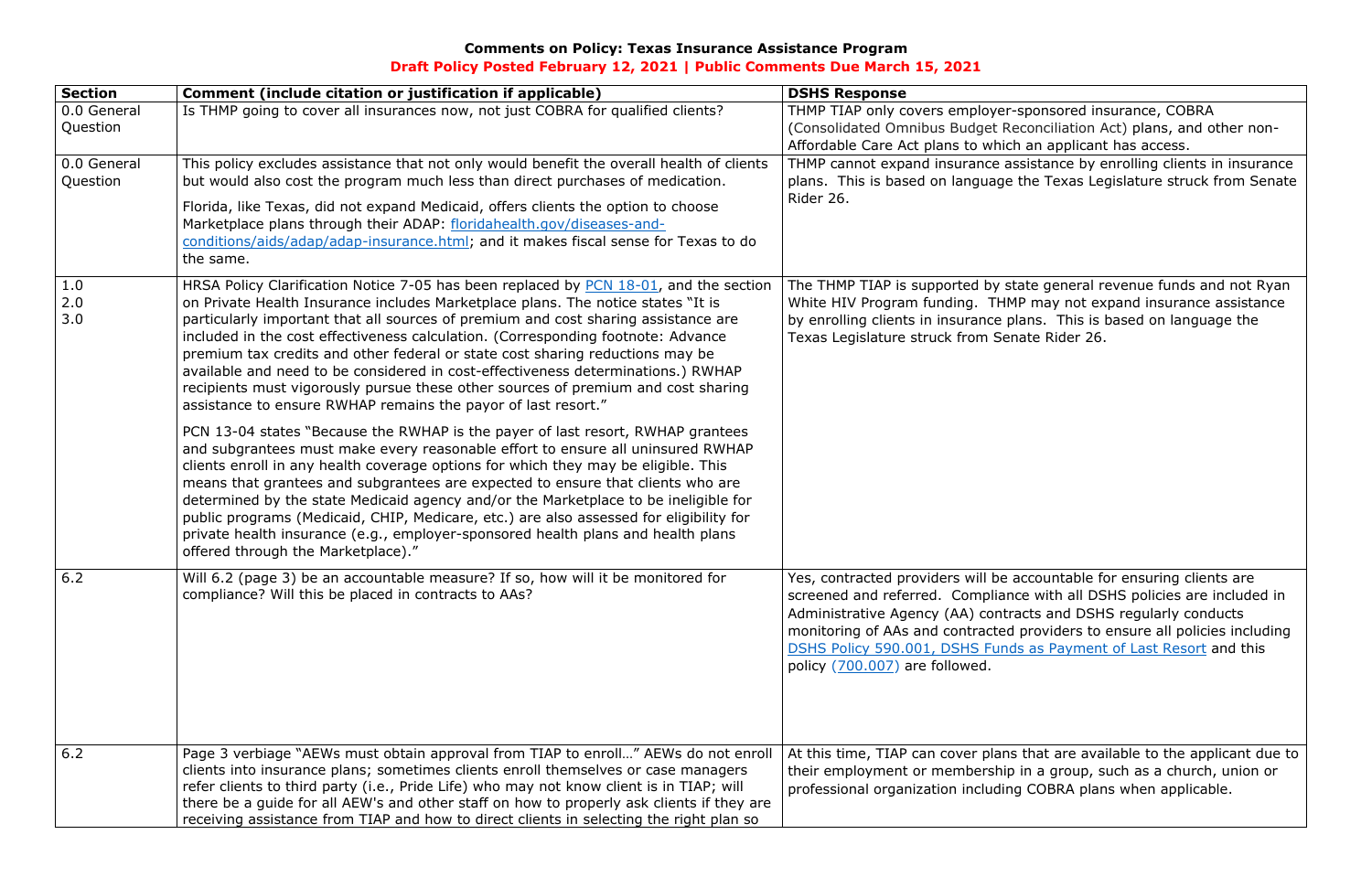**Comments on Policy: Texas Insurance Assistance Program**

**Draft Policy Posted February 12, 2021 | Public Comments Due March 15, 2021**

| Section | Comment (include citation or justification if applicable) | DSHS Response |
|---|---|---|
| 0.0 General Question | Is THMP going to cover all insurances now, not just COBRA for qualified clients? | THMP TIAP only covers employer-sponsored insurance, COBRA (Consolidated Omnibus Budget Reconciliation Act) plans, and other non-Affordable Care Act plans to which an applicant has access. |
| 0.0 General Question | This policy excludes assistance that not only would benefit the overall health of clients but would also cost the program much less than direct purchases of medication.<br><br>Florida, like Texas, did not expand Medicaid, offers clients the option to choose Marketplace plans through their ADAP: floridahealth.gov/diseases-and-conditions/aids/adap/adap-insurance.html; and it makes fiscal sense for Texas to do the same. | THMP cannot expand insurance assistance by enrolling clients in insurance plans. This is based on language the Texas Legislature struck from Senate Rider 26. |
| 1.0<br>2.0<br>3.0 | HRSA Policy Clarification Notice 7-05 has been replaced by PCN 18-01, and the section on Private Health Insurance includes Marketplace plans. The notice states "It is particularly important that all sources of premium and cost sharing assistance are included in the cost effectiveness calculation. (Corresponding footnote: Advance premium tax credits and other federal or state cost sharing reductions may be available and need to be considered in cost-effectiveness determinations.) RWHAP recipients must vigorously pursue these other sources of premium and cost sharing assistance to ensure RWHAP remains the payor of last resort."<br><br>PCN 13-04 states "Because the RWHAP is the payer of last resort, RWHAP grantees and subgrantees must make every reasonable effort to ensure all uninsured RWHAP clients enroll in any health coverage options for which they may be eligible. This means that grantees and subgrantees are expected to ensure that clients who are determined by the state Medicaid agency and/or the Marketplace to be ineligible for public programs (Medicaid, CHIP, Medicare, etc.) are also assessed for eligibility for private health insurance (e.g., employer-sponsored health plans and health plans offered through the Marketplace)." | The THMP TIAP is supported by state general revenue funds and not Ryan White HIV Program funding. THMP may not expand insurance assistance by enrolling clients in insurance plans. This is based on language the Texas Legislature struck from Senate Rider 26. |
| 6.2 | Will 6.2 (page 3) be an accountable measure? If so, how will it be monitored for compliance? Will this be placed in contracts to AAs? | Yes, contracted providers will be accountable for ensuring clients are screened and referred. Compliance with all DSHS policies are included in Administrative Agency (AA) contracts and DSHS regularly conducts monitoring of AAs and contracted providers to ensure all policies including DSHS Policy 590.001, DSHS Funds as Payment of Last Resort and this policy (700.007) are followed. |
| 6.2 | Page 3 verbiage "AEWs must obtain approval from TIAP to enroll…" AEWs do not enroll clients into insurance plans; sometimes clients enroll themselves or case managers refer clients to third party (i.e., Pride Life) who may not know client is in TIAP; will there be a guide for all AEW's and other staff on how to properly ask clients if they are receiving assistance from TIAP and how to direct clients in selecting the right plan so | At this time, TIAP can cover plans that are available to the applicant due to their employment or membership in a group, such as a church, union or professional organization including COBRA plans when applicable. |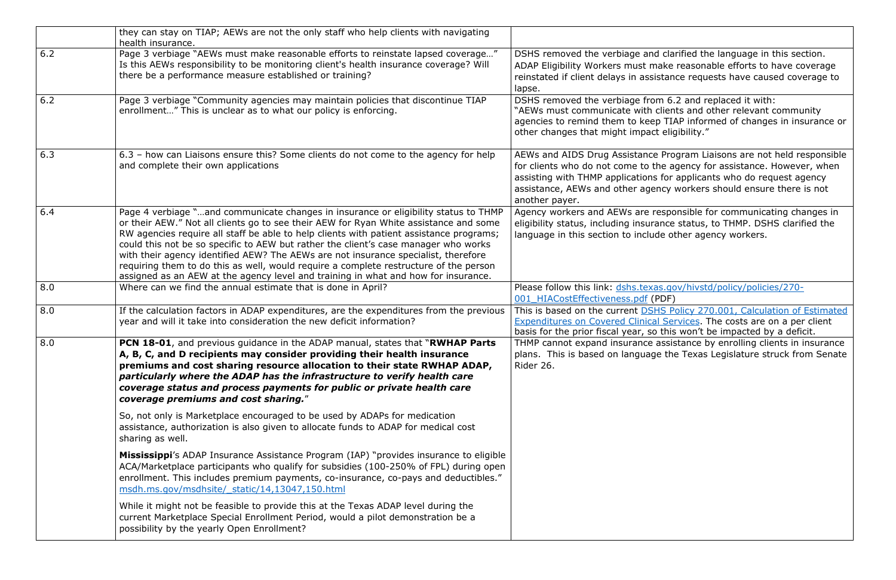| | | |
|---|---|---|
| | they can stay on TIAP; AEWs are not the only staff who help clients with navigating health insurance. | |
| 6.2 | Page 3 verbiage "AEWs must make reasonable efforts to reinstate lapsed coverage…" Is this AEWs responsibility to be monitoring client's health insurance coverage? Will there be a performance measure established or training? | DSHS removed the verbiage and clarified the language in this section. ADAP Eligibility Workers must make reasonable efforts to have coverage reinstated if client delays in assistance requests have caused coverage to lapse. |
| 6.2 | Page 3 verbiage "Community agencies may maintain policies that discontinue TIAP enrollment…" This is unclear as to what our policy is enforcing. | DSHS removed the verbiage from 6.2 and replaced it with: "AEWs must communicate with clients and other relevant community agencies to remind them to keep TIAP informed of changes in insurance or other changes that might impact eligibility." |
| 6.3 | 6.3 – how can Liaisons ensure this? Some clients do not come to the agency for help and complete their own applications | AEWs and AIDS Drug Assistance Program Liaisons are not held responsible for clients who do not come to the agency for assistance. However, when assisting with THMP applications for applicants who do request agency assistance, AEWs and other agency workers should ensure there is not another payer. |
| 6.4 | Page 4 verbiage "…and communicate changes in insurance or eligibility status to THMP or their AEW." Not all clients go to see their AEW for Ryan White assistance and some RW agencies require all staff be able to help clients with patient assistance programs; could this not be so specific to AEW but rather the client's case manager who works with their agency identified AEW? The AEWs are not insurance specialist, therefore requiring them to do this as well, would require a complete restructure of the person assigned as an AEW at the agency level and training in what and how for insurance. | Agency workers and AEWs are responsible for communicating changes in eligibility status, including insurance status, to THMP. DSHS clarified the language in this section to include other agency workers. |
| 8.0 | Where can we find the annual estimate that is done in April? | Please follow this link: dshs.texas.gov/hivstd/policy/policies/270-001_HIACostEffectiveness.pdf (PDF) |
| 8.0 | If the calculation factors in ADAP expenditures, are the expenditures from the previous year and will it take into consideration the new deficit information? | This is based on the current DSHS Policy 270.001, Calculation of Estimated Expenditures on Covered Clinical Services. The costs are on a per client basis for the prior fiscal year, so this won't be impacted by a deficit. |
| 8.0 | **PCN 18-01**, and previous guidance in the ADAP manual, states that "**RWHAP Parts A, B, C, and D recipients may consider providing their health insurance premiums and cost sharing resource allocation to their state RWHAP ADAP, *particularly where the ADAP has the infrastructure to verify health care coverage status and process payments for public or private health care coverage premiums and cost sharing.*** "<br><br>So, not only is Marketplace encouraged to be used by ADAPs for medication assistance, authorization is also given to allocate funds to ADAP for medical cost sharing as well.<br><br>**Mississippi**'s ADAP Insurance Assistance Program (IAP) "provides insurance to eligible ACA/Marketplace participants who qualify for subsidies (100-250% of FPL) during open enrollment. This includes premium payments, co-insurance, co-pays and deductibles." msdh.ms.gov/msdhsite/_static/14,13047,150.html<br><br>While it might not be feasible to provide this at the Texas ADAP level during the current Marketplace Special Enrollment Period, would a pilot demonstration be a possibility by the yearly Open Enrollment? | THMP cannot expand insurance assistance by enrolling clients in insurance plans. This is based on language the Texas Legislature struck from Senate Rider 26. |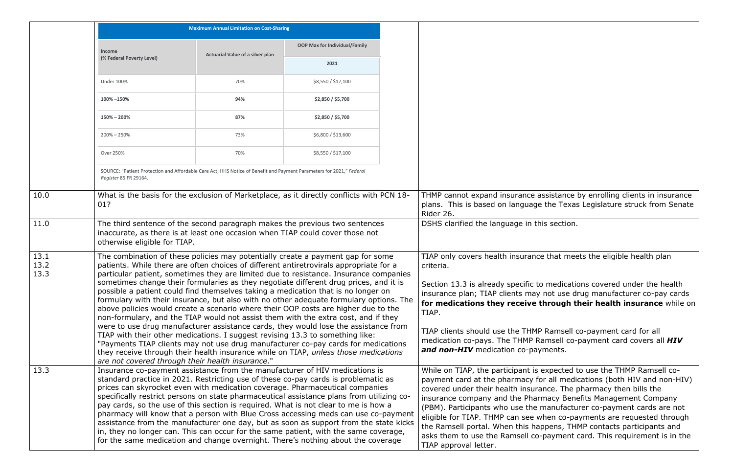| | | |
|---|---|---|
| | **Maximum Annual Limitation on Cost-Sharing**<br><br>\| Income (% Federal Poverty Level) \| Actuarial Value of a silver plan \| OOP Max for Individual/Family 2021 \|<br>\|---\|---\|---\|<br>\| Under 100% \| 70% \| $8,550 / $17,100 \|<br>\| **100% –150%** \| **94%** \| **$2,850 / $5,700** \|<br>\| **150% – 200%** \| **87%** \| **$2,850 / $5,700** \|<br>\| 200% – 250% \| 73% \| $6,800 / $13,600 \|<br>\| Over 250% \| 70% \| $8,550 / $17,100 \|<br><br>SOURCE: "Patient Protection and Affordable Care Act; HHS Notice of Benefit and Payment Parameters for 2021," *Federal Register* 85 FR 29164. | |
| 10.0 | What is the basis for the exclusion of Marketplace, as it directly conflicts with PCN 18-01? | THMP cannot expand insurance assistance by enrolling clients in insurance plans. This is based on language the Texas Legislature struck from Senate Rider 26. |
| 11.0 | The third sentence of the second paragraph makes the previous two sentences inaccurate, as there is at least one occasion when TIAP could cover those not otherwise eligible for TIAP. | DSHS clarified the language in this section. |
| 13.1<br>13.2<br>13.3 | The combination of these policies may potentially create a payment gap for some patients. While there are often choices of different antiretrovirals appropriate for a particular patient, sometimes they are limited due to resistance. Insurance companies sometimes change their formularies as they negotiate different drug prices, and it is possible a patient could find themselves taking a medication that is no longer on formulary with their insurance, but also with no other adequate formulary options. The above policies would create a scenario where their OOP costs are higher due to the non-formulary, and the TIAP would not assist them with the extra cost, and if they were to use drug manufacturer assistance cards, they would lose the assistance from TIAP with their other medications. I suggest revising 13.3 to something like: "Payments TIAP clients may not use drug manufacturer co-pay cards for medications they receive through their health insurance while on TIAP, *unless those medications are not covered through their health insurance*." | TIAP only covers health insurance that meets the eligible health plan criteria.<br><br>Section 13.3 is already specific to medications covered under the health insurance plan; TIAP clients may not use drug manufacturer co-pay cards **for medications they receive through their health insurance** while on TIAP.<br><br>TIAP clients should use the THMP Ramsell co-payment card for all medication co-pays. The THMP Ramsell co-payment card covers all ***HIV and non-HIV*** medication co-payments. |
| 13.3 | Insurance co-payment assistance from the manufacturer of HIV medications is standard practice in 2021. Restricting use of these co-pay cards is problematic as prices can skyrocket even with medication coverage. Pharmaceutical companies specifically restrict persons on state pharmaceutical assistance plans from utilizing co-pay cards, so the use of this section is required. What is not clear to me is how a pharmacy will know that a person with Blue Cross accessing meds can use co-payment assistance from the manufacturer one day, but as soon as support from the state kicks in, they no longer can. This can occur for the same patient, with the same coverage, for the same medication and change overnight. There's nothing about the coverage | While on TIAP, the participant is expected to use the THMP Ramsell co-payment card at the pharmacy for all medications (both HIV and non-HIV) covered under their health insurance. The pharmacy then bills the insurance company and the Pharmacy Benefits Management Company (PBM). Participants who use the manufacturer co-payment cards are not eligible for TIAP. THMP can see when co-payments are requested through the Ramsell portal. When this happens, THMP contacts participants and asks them to use the Ramsell co-payment card. This requirement is in the TIAP approval letter. |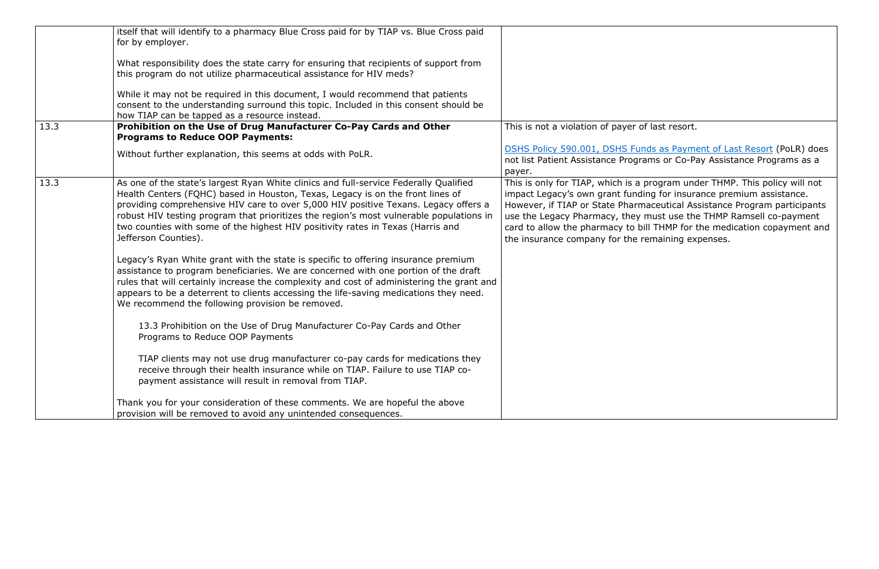| | | |
|---|---|---|
| | itself that will identify to a pharmacy Blue Cross paid for by TIAP vs. Blue Cross paid for by employer.<br><br>What responsibility does the state carry for ensuring that recipients of support from this program do not utilize pharmaceutical assistance for HIV meds?<br><br>While it may not be required in this document, I would recommend that patients consent to the understanding surround this topic. Included in this consent should be how TIAP can be tapped as a resource instead. | |
| 13.3 | **Prohibition on the Use of Drug Manufacturer Co-Pay Cards and Other Programs to Reduce OOP Payments:**<br><br>Without further explanation, this seems at odds with PoLR. | This is not a violation of payer of last resort.<br><br>DSHS Policy 590.001, DSHS Funds as Payment of Last Resort (PoLR) does not list Patient Assistance Programs or Co-Pay Assistance Programs as a payer. |
| 13.3 | As one of the state's largest Ryan White clinics and full-service Federally Qualified Health Centers (FQHC) based in Houston, Texas, Legacy is on the front lines of providing comprehensive HIV care to over 5,000 HIV positive Texans. Legacy offers a robust HIV testing program that prioritizes the region's most vulnerable populations in two counties with some of the highest HIV positivity rates in Texas (Harris and Jefferson Counties).<br><br>Legacy's Ryan White grant with the state is specific to offering insurance premium assistance to program beneficiaries. We are concerned with one portion of the draft rules that will certainly increase the complexity and cost of administering the grant and appears to be a deterrent to clients accessing the life-saving medications they need. We recommend the following provision be removed.<br><br>13.3 Prohibition on the Use of Drug Manufacturer Co-Pay Cards and Other Programs to Reduce OOP Payments<br><br>TIAP clients may not use drug manufacturer co-pay cards for medications they receive through their health insurance while on TIAP. Failure to use TIAP co-payment assistance will result in removal from TIAP.<br><br>Thank you for your consideration of these comments. We are hopeful the above provision will be removed to avoid any unintended consequences. | This is only for TIAP, which is a program under THMP. This policy will not impact Legacy's own grant funding for insurance premium assistance. However, if TIAP or State Pharmaceutical Assistance Program participants use the Legacy Pharmacy, they must use the THMP Ramsell co-payment card to allow the pharmacy to bill THMP for the medication copayment and the insurance company for the remaining expenses. |